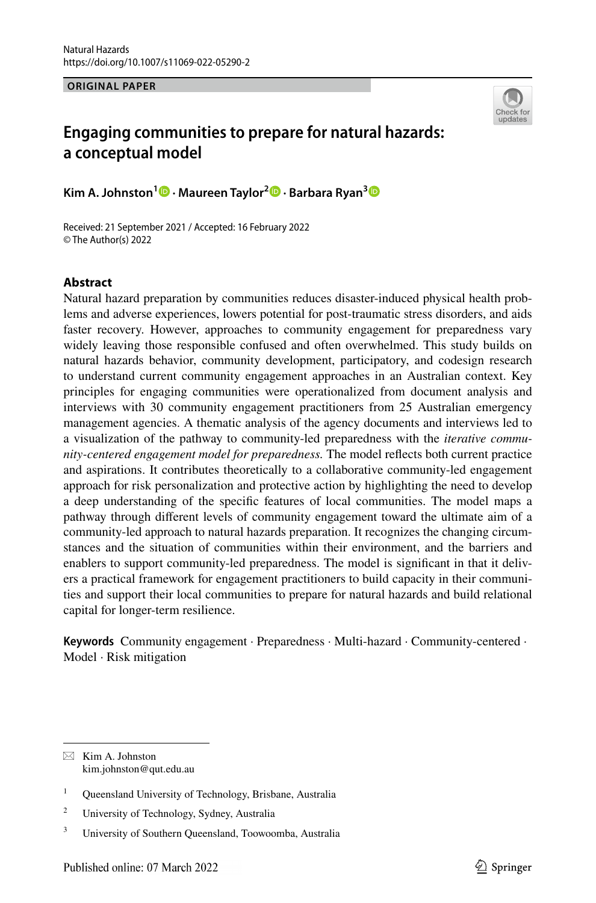ORIGINAL PAPER

# Engaging communities to prepare for natural hazards: a conceptual model

**Kim A. Johnston[1] · Maureen Taylor[2] · Barbara Ryan[3]**

Received: 21 September 2021 / Accepted: 16 February 2022
© The Author(s) 2022

## Abstract

Natural hazard preparation by communities reduces disaster-induced physical health problems and adverse experiences, lowers potential for post-traumatic stress disorders, and aids faster recovery. However, approaches to community engagement for preparedness vary widely leaving those responsible confused and often overwhelmed. This study builds on natural hazards behavior, community development, participatory, and codesign research to understand current community engagement approaches in an Australian context. Key principles for engaging communities were operationalized from document analysis and interviews with 30 community engagement practitioners from 25 Australian emergency management agencies. A thematic analysis of the agency documents and interviews led to a visualization of the pathway to community-led preparedness with the *iterative community-centered engagement model for preparedness.* The model reflects both current practice and aspirations. It contributes theoretically to a collaborative community-led engagement approach for risk personalization and protective action by highlighting the need to develop a deep understanding of the specific features of local communities. The model maps a pathway through different levels of community engagement toward the ultimate aim of a community-led approach to natural hazards preparation. It recognizes the changing circumstances and the situation of communities within their environment, and the barriers and enablers to support community-led preparedness. The model is significant in that it delivers a practical framework for engagement practitioners to build capacity in their communities and support their local communities to prepare for natural hazards and build relational capital for longer-term resilience.

**Keywords** Community engagement · Preparedness · Multi-hazard · Community-centered · Model · Risk mitigation

---

✉ Kim A. Johnston
kim.johnston@qut.edu.au

[1] Queensland University of Technology, Brisbane, Australia

[2] University of Technology, Sydney, Australia

[3] University of Southern Queensland, Toowoomba, Australia

Published online: 07 March 2022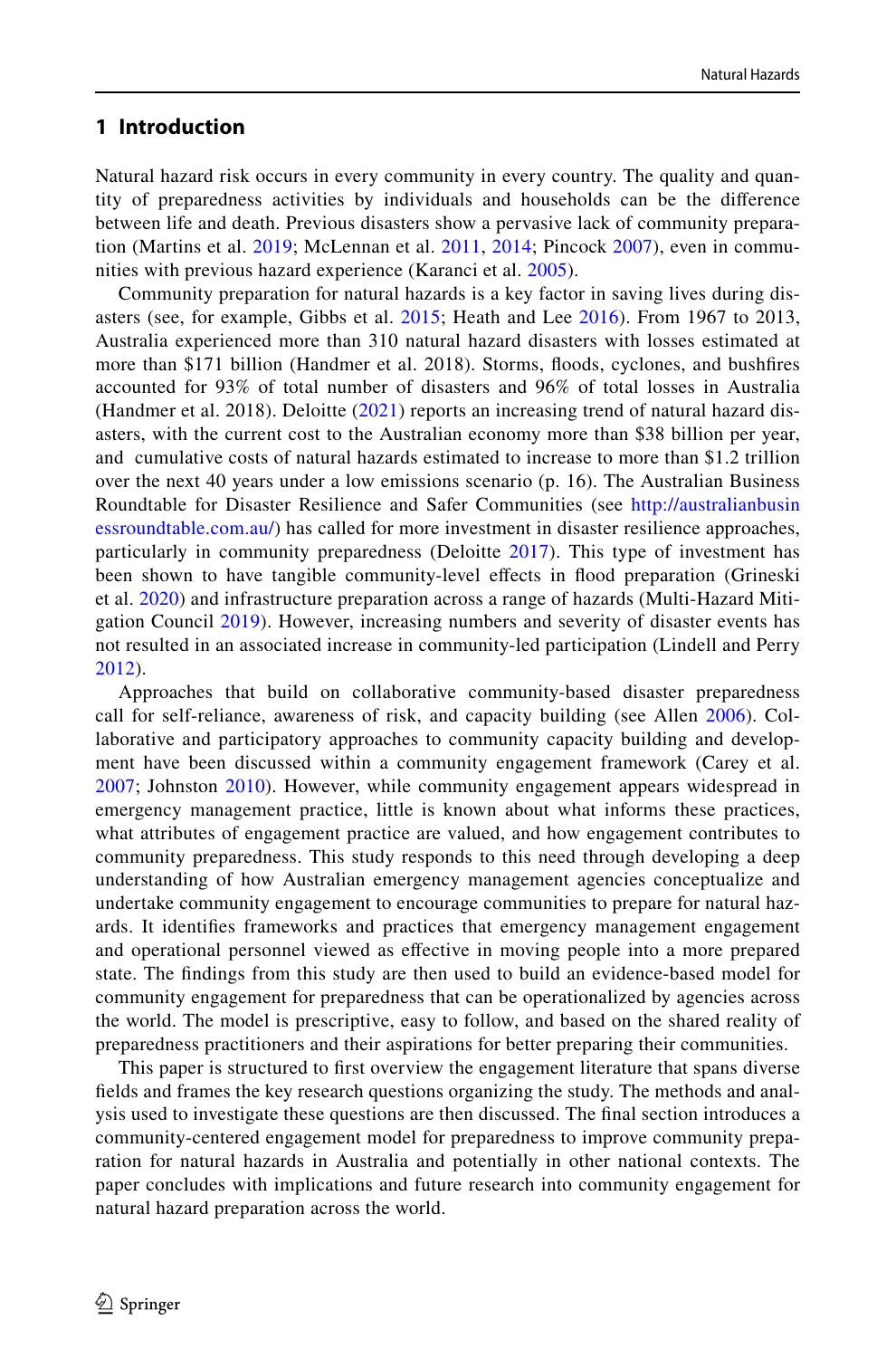## 1 Introduction

Natural hazard risk occurs in every community in every country. The quality and quantity of preparedness activities by individuals and households can be the difference between life and death. Previous disasters show a pervasive lack of community preparation (Martins et al. 2019; McLennan et al. 2011, 2014; Pincock 2007), even in communities with previous hazard experience (Karanci et al. 2005).

Community preparation for natural hazards is a key factor in saving lives during disasters (see, for example, Gibbs et al. 2015; Heath and Lee 2016). From 1967 to 2013, Australia experienced more than 310 natural hazard disasters with losses estimated at more than $171 billion (Handmer et al. 2018). Storms, floods, cyclones, and bushfires accounted for 93% of total number of disasters and 96% of total losses in Australia (Handmer et al. 2018). Deloitte (2021) reports an increasing trend of natural hazard disasters, with the current cost to the Australian economy more than $38 billion per year, and cumulative costs of natural hazards estimated to increase to more than $1.2 trillion over the next 40 years under a low emissions scenario (p. 16). The Australian Business Roundtable for Disaster Resilience and Safer Communities (see http://australianbusinessroundtable.com.au/) has called for more investment in disaster resilience approaches, particularly in community preparedness (Deloitte 2017). This type of investment has been shown to have tangible community-level effects in flood preparation (Grineski et al. 2020) and infrastructure preparation across a range of hazards (Multi-Hazard Mitigation Council 2019). However, increasing numbers and severity of disaster events has not resulted in an associated increase in community-led participation (Lindell and Perry 2012).

Approaches that build on collaborative community-based disaster preparedness call for self-reliance, awareness of risk, and capacity building (see Allen 2006). Collaborative and participatory approaches to community capacity building and development have been discussed within a community engagement framework (Carey et al. 2007; Johnston 2010). However, while community engagement appears widespread in emergency management practice, little is known about what informs these practices, what attributes of engagement practice are valued, and how engagement contributes to community preparedness. This study responds to this need through developing a deep understanding of how Australian emergency management agencies conceptualize and undertake community engagement to encourage communities to prepare for natural hazards. It identifies frameworks and practices that emergency management engagement and operational personnel viewed as effective in moving people into a more prepared state. The findings from this study are then used to build an evidence-based model for community engagement for preparedness that can be operationalized by agencies across the world. The model is prescriptive, easy to follow, and based on the shared reality of preparedness practitioners and their aspirations for better preparing their communities.

This paper is structured to first overview the engagement literature that spans diverse fields and frames the key research questions organizing the study. The methods and analysis used to investigate these questions are then discussed. The final section introduces a community-centered engagement model for preparedness to improve community preparation for natural hazards in Australia and potentially in other national contexts. The paper concludes with implications and future research into community engagement for natural hazard preparation across the world.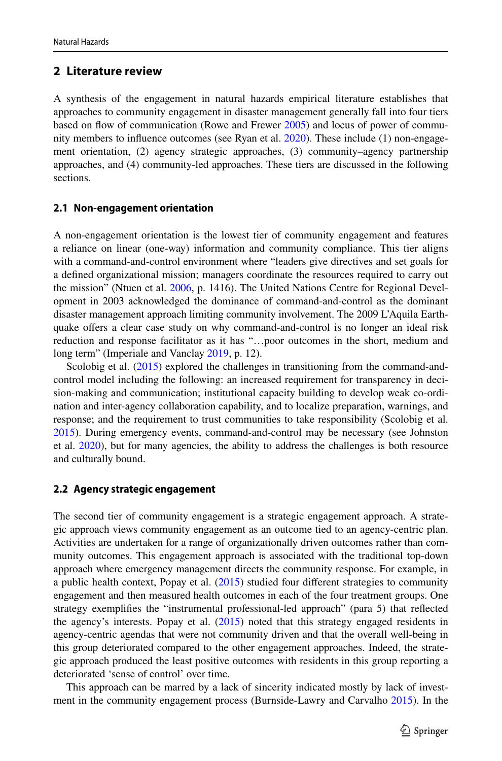## 2 Literature review

A synthesis of the engagement in natural hazards empirical literature establishes that approaches to community engagement in disaster management generally fall into four tiers based on flow of communication (Rowe and Frewer 2005) and locus of power of community members to influence outcomes (see Ryan et al. 2020). These include (1) non-engagement orientation, (2) agency strategic approaches, (3) community–agency partnership approaches, and (4) community-led approaches. These tiers are discussed in the following sections.

### 2.1 Non-engagement orientation

A non-engagement orientation is the lowest tier of community engagement and features a reliance on linear (one-way) information and community compliance. This tier aligns with a command-and-control environment where "leaders give directives and set goals for a defined organizational mission; managers coordinate the resources required to carry out the mission" (Ntuen et al. 2006, p. 1416). The United Nations Centre for Regional Development in 2003 acknowledged the dominance of command-and-control as the dominant disaster management approach limiting community involvement. The 2009 L'Aquila Earthquake offers a clear case study on why command-and-control is no longer an ideal risk reduction and response facilitator as it has "…poor outcomes in the short, medium and long term" (Imperiale and Vanclay 2019, p. 12).

Scolobig et al. (2015) explored the challenges in transitioning from the command-and-control model including the following: an increased requirement for transparency in decision-making and communication; institutional capacity building to develop weak co-ordination and inter-agency collaboration capability, and to localize preparation, warnings, and response; and the requirement to trust communities to take responsibility (Scolobig et al. 2015). During emergency events, command-and-control may be necessary (see Johnston et al. 2020), but for many agencies, the ability to address the challenges is both resource and culturally bound.

### 2.2 Agency strategic engagement

The second tier of community engagement is a strategic engagement approach. A strategic approach views community engagement as an outcome tied to an agency-centric plan. Activities are undertaken for a range of organizationally driven outcomes rather than community outcomes. This engagement approach is associated with the traditional top-down approach where emergency management directs the community response. For example, in a public health context, Popay et al. (2015) studied four different strategies to community engagement and then measured health outcomes in each of the four treatment groups. One strategy exemplifies the "instrumental professional-led approach" (para 5) that reflected the agency's interests. Popay et al. (2015) noted that this strategy engaged residents in agency-centric agendas that were not community driven and that the overall well-being in this group deteriorated compared to the other engagement approaches. Indeed, the strategic approach produced the least positive outcomes with residents in this group reporting a deteriorated 'sense of control' over time.

This approach can be marred by a lack of sincerity indicated mostly by lack of investment in the community engagement process (Burnside-Lawry and Carvalho 2015). In the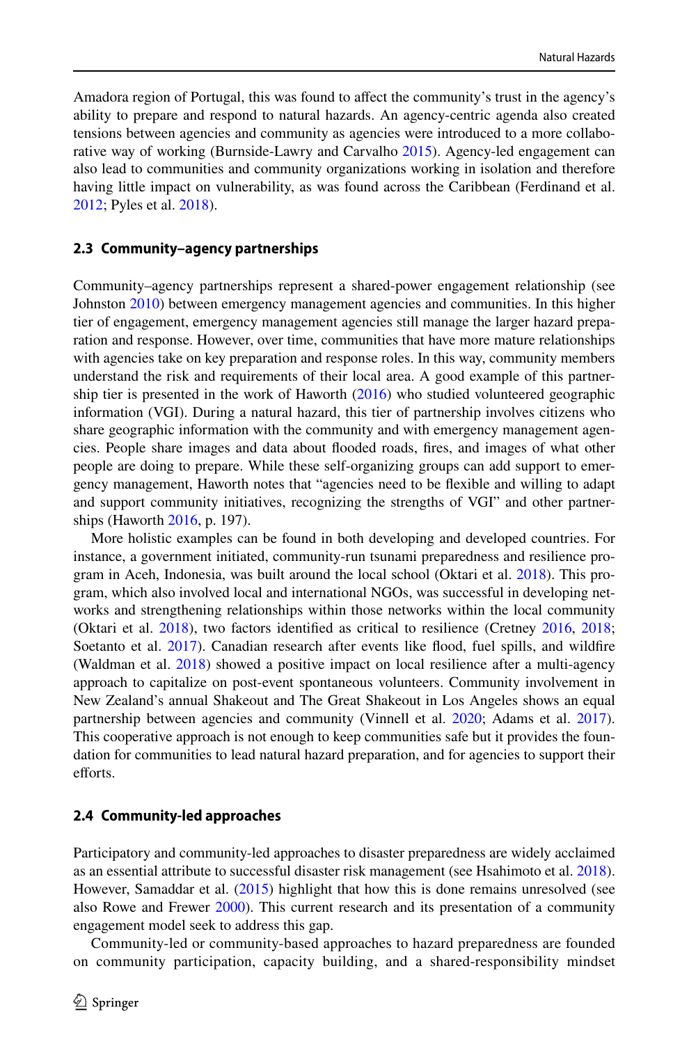Amadora region of Portugal, this was found to affect the community's trust in the agency's ability to prepare and respond to natural hazards. An agency-centric agenda also created tensions between agencies and community as agencies were introduced to a more collaborative way of working (Burnside-Lawry and Carvalho 2015). Agency-led engagement can also lead to communities and community organizations working in isolation and therefore having little impact on vulnerability, as was found across the Caribbean (Ferdinand et al. 2012; Pyles et al. 2018).

### 2.3 Community–agency partnerships

Community–agency partnerships represent a shared-power engagement relationship (see Johnston 2010) between emergency management agencies and communities. In this higher tier of engagement, emergency management agencies still manage the larger hazard preparation and response. However, over time, communities that have more mature relationships with agencies take on key preparation and response roles. In this way, community members understand the risk and requirements of their local area. A good example of this partnership tier is presented in the work of Haworth (2016) who studied volunteered geographic information (VGI). During a natural hazard, this tier of partnership involves citizens who share geographic information with the community and with emergency management agencies. People share images and data about flooded roads, fires, and images of what other people are doing to prepare. While these self-organizing groups can add support to emergency management, Haworth notes that "agencies need to be flexible and willing to adapt and support community initiatives, recognizing the strengths of VGI" and other partnerships (Haworth 2016, p. 197).

More holistic examples can be found in both developing and developed countries. For instance, a government initiated, community-run tsunami preparedness and resilience program in Aceh, Indonesia, was built around the local school (Oktari et al. 2018). This program, which also involved local and international NGOs, was successful in developing networks and strengthening relationships within those networks within the local community (Oktari et al. 2018), two factors identified as critical to resilience (Cretney 2016, 2018; Soetanto et al. 2017). Canadian research after events like flood, fuel spills, and wildfire (Waldman et al. 2018) showed a positive impact on local resilience after a multi-agency approach to capitalize on post-event spontaneous volunteers. Community involvement in New Zealand's annual Shakeout and The Great Shakeout in Los Angeles shows an equal partnership between agencies and community (Vinnell et al. 2020; Adams et al. 2017). This cooperative approach is not enough to keep communities safe but it provides the foundation for communities to lead natural hazard preparation, and for agencies to support their efforts.

### 2.4 Community-led approaches

Participatory and community-led approaches to disaster preparedness are widely acclaimed as an essential attribute to successful disaster risk management (see Hsahimoto et al. 2018). However, Samaddar et al. (2015) highlight that how this is done remains unresolved (see also Rowe and Frewer 2000). This current research and its presentation of a community engagement model seek to address this gap.

Community-led or community-based approaches to hazard preparedness are founded on community participation, capacity building, and a shared-responsibility mindset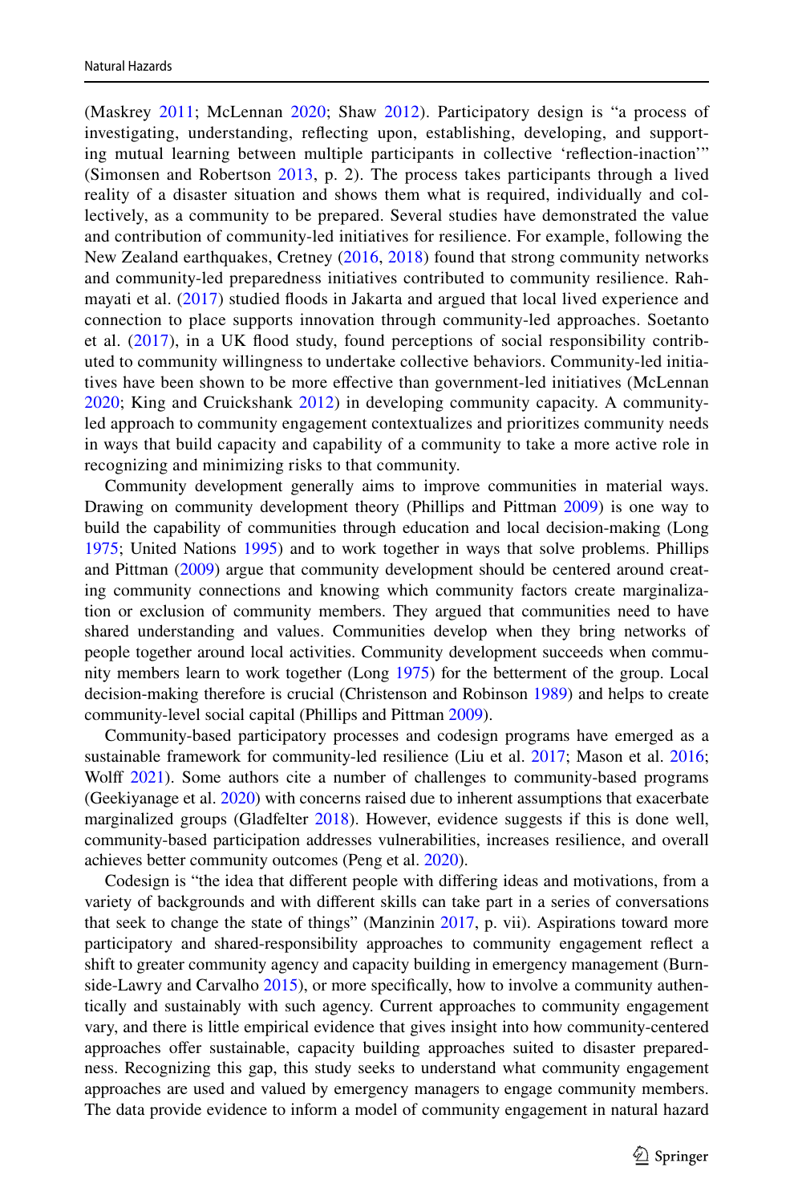(Maskrey 2011; McLennan 2020; Shaw 2012). Participatory design is "a process of investigating, understanding, reflecting upon, establishing, developing, and supporting mutual learning between multiple participants in collective 'reflection-inaction'" (Simonsen and Robertson 2013, p. 2). The process takes participants through a lived reality of a disaster situation and shows them what is required, individually and collectively, as a community to be prepared. Several studies have demonstrated the value and contribution of community-led initiatives for resilience. For example, following the New Zealand earthquakes, Cretney (2016, 2018) found that strong community networks and community-led preparedness initiatives contributed to community resilience. Rahmayati et al. (2017) studied floods in Jakarta and argued that local lived experience and connection to place supports innovation through community-led approaches. Soetanto et al. (2017), in a UK flood study, found perceptions of social responsibility contributed to community willingness to undertake collective behaviors. Community-led initiatives have been shown to be more effective than government-led initiatives (McLennan 2020; King and Cruickshank 2012) in developing community capacity. A community-led approach to community engagement contextualizes and prioritizes community needs in ways that build capacity and capability of a community to take a more active role in recognizing and minimizing risks to that community.

Community development generally aims to improve communities in material ways. Drawing on community development theory (Phillips and Pittman 2009) is one way to build the capability of communities through education and local decision-making (Long 1975; United Nations 1995) and to work together in ways that solve problems. Phillips and Pittman (2009) argue that community development should be centered around creating community connections and knowing which community factors create marginalization or exclusion of community members. They argued that communities need to have shared understanding and values. Communities develop when they bring networks of people together around local activities. Community development succeeds when community members learn to work together (Long 1975) for the betterment of the group. Local decision-making therefore is crucial (Christenson and Robinson 1989) and helps to create community-level social capital (Phillips and Pittman 2009).

Community-based participatory processes and codesign programs have emerged as a sustainable framework for community-led resilience (Liu et al. 2017; Mason et al. 2016; Wolff 2021). Some authors cite a number of challenges to community-based programs (Geekiyanage et al. 2020) with concerns raised due to inherent assumptions that exacerbate marginalized groups (Gladfelter 2018). However, evidence suggests if this is done well, community-based participation addresses vulnerabilities, increases resilience, and overall achieves better community outcomes (Peng et al. 2020).

Codesign is "the idea that different people with differing ideas and motivations, from a variety of backgrounds and with different skills can take part in a series of conversations that seek to change the state of things" (Manzinin 2017, p. vii). Aspirations toward more participatory and shared-responsibility approaches to community engagement reflect a shift to greater community agency and capacity building in emergency management (Burnside-Lawry and Carvalho 2015), or more specifically, how to involve a community authentically and sustainably with such agency. Current approaches to community engagement vary, and there is little empirical evidence that gives insight into how community-centered approaches offer sustainable, capacity building approaches suited to disaster preparedness. Recognizing this gap, this study seeks to understand what community engagement approaches are used and valued by emergency managers to engage community members. The data provide evidence to inform a model of community engagement in natural hazard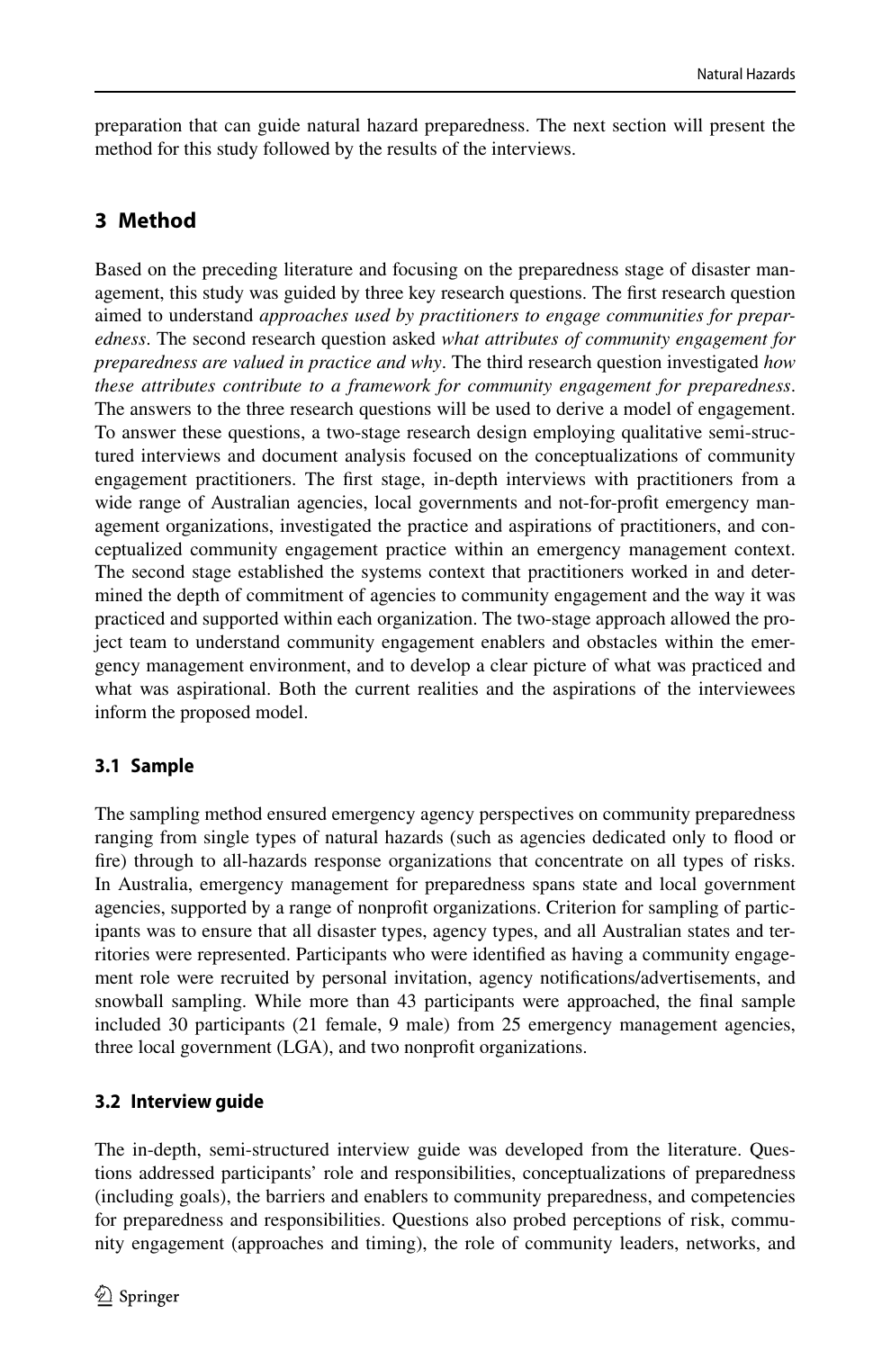preparation that can guide natural hazard preparedness. The next section will present the method for this study followed by the results of the interviews.

## 3 Method

Based on the preceding literature and focusing on the preparedness stage of disaster management, this study was guided by three key research questions. The first research question aimed to understand *approaches used by practitioners to engage communities for preparedness*. The second research question asked *what attributes of community engagement for preparedness are valued in practice and why*. The third research question investigated *how these attributes contribute to a framework for community engagement for preparedness*. The answers to the three research questions will be used to derive a model of engagement. To answer these questions, a two-stage research design employing qualitative semi-structured interviews and document analysis focused on the conceptualizations of community engagement practitioners. The first stage, in-depth interviews with practitioners from a wide range of Australian agencies, local governments and not-for-profit emergency management organizations, investigated the practice and aspirations of practitioners, and conceptualized community engagement practice within an emergency management context. The second stage established the systems context that practitioners worked in and determined the depth of commitment of agencies to community engagement and the way it was practiced and supported within each organization. The two-stage approach allowed the project team to understand community engagement enablers and obstacles within the emergency management environment, and to develop a clear picture of what was practiced and what was aspirational. Both the current realities and the aspirations of the interviewees inform the proposed model.

### 3.1 Sample

The sampling method ensured emergency agency perspectives on community preparedness ranging from single types of natural hazards (such as agencies dedicated only to flood or fire) through to all-hazards response organizations that concentrate on all types of risks. In Australia, emergency management for preparedness spans state and local government agencies, supported by a range of nonprofit organizations. Criterion for sampling of participants was to ensure that all disaster types, agency types, and all Australian states and territories were represented. Participants who were identified as having a community engagement role were recruited by personal invitation, agency notifications/advertisements, and snowball sampling. While more than 43 participants were approached, the final sample included 30 participants (21 female, 9 male) from 25 emergency management agencies, three local government (LGA), and two nonprofit organizations.

### 3.2 Interview guide

The in-depth, semi-structured interview guide was developed from the literature. Questions addressed participants' role and responsibilities, conceptualizations of preparedness (including goals), the barriers and enablers to community preparedness, and competencies for preparedness and responsibilities. Questions also probed perceptions of risk, community engagement (approaches and timing), the role of community leaders, networks, and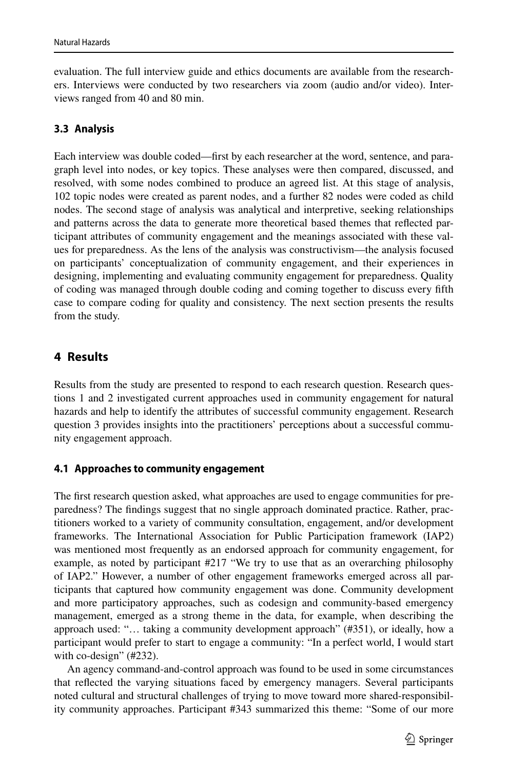evaluation. The full interview guide and ethics documents are available from the researchers. Interviews were conducted by two researchers via zoom (audio and/or video). Interviews ranged from 40 and 80 min.

### 3.3 Analysis

Each interview was double coded—first by each researcher at the word, sentence, and paragraph level into nodes, or key topics. These analyses were then compared, discussed, and resolved, with some nodes combined to produce an agreed list. At this stage of analysis, 102 topic nodes were created as parent nodes, and a further 82 nodes were coded as child nodes. The second stage of analysis was analytical and interpretive, seeking relationships and patterns across the data to generate more theoretical based themes that reflected participant attributes of community engagement and the meanings associated with these values for preparedness. As the lens of the analysis was constructivism—the analysis focused on participants' conceptualization of community engagement, and their experiences in designing, implementing and evaluating community engagement for preparedness. Quality of coding was managed through double coding and coming together to discuss every fifth case to compare coding for quality and consistency. The next section presents the results from the study.

## 4 Results

Results from the study are presented to respond to each research question. Research questions 1 and 2 investigated current approaches used in community engagement for natural hazards and help to identify the attributes of successful community engagement. Research question 3 provides insights into the practitioners' perceptions about a successful community engagement approach.

### 4.1 Approaches to community engagement

The first research question asked, what approaches are used to engage communities for preparedness? The findings suggest that no single approach dominated practice. Rather, practitioners worked to a variety of community consultation, engagement, and/or development frameworks. The International Association for Public Participation framework (IAP2) was mentioned most frequently as an endorsed approach for community engagement, for example, as noted by participant #217 "We try to use that as an overarching philosophy of IAP2." However, a number of other engagement frameworks emerged across all participants that captured how community engagement was done. Community development and more participatory approaches, such as codesign and community-based emergency management, emerged as a strong theme in the data, for example, when describing the approach used: "… taking a community development approach" (#351), or ideally, how a participant would prefer to start to engage a community: "In a perfect world, I would start with co-design" (#232).

An agency command-and-control approach was found to be used in some circumstances that reflected the varying situations faced by emergency managers. Several participants noted cultural and structural challenges of trying to move toward more shared-responsibility community approaches. Participant #343 summarized this theme: "Some of our more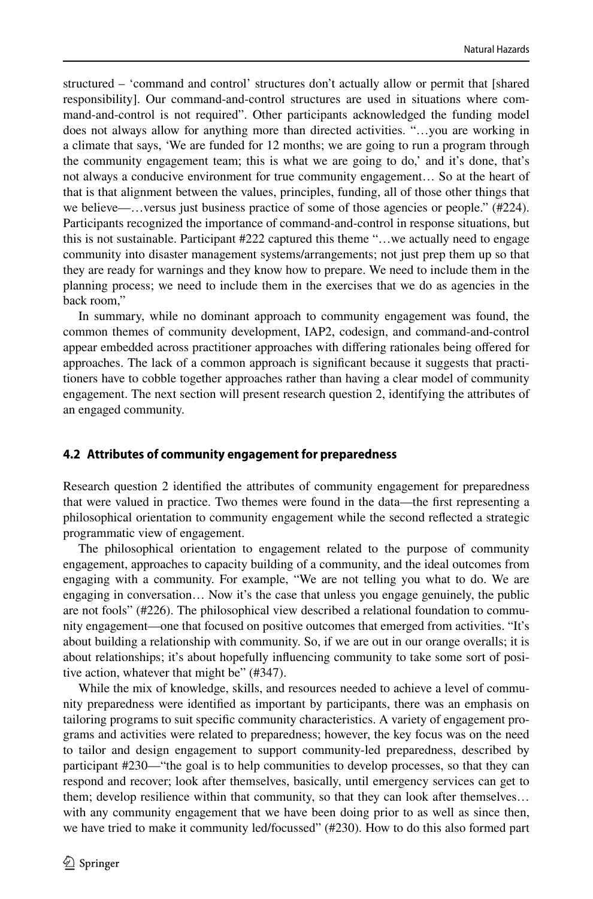structured – 'command and control' structures don't actually allow or permit that [shared responsibility]. Our command-and-control structures are used in situations where command-and-control is not required". Other participants acknowledged the funding model does not always allow for anything more than directed activities. "…you are working in a climate that says, 'We are funded for 12 months; we are going to run a program through the community engagement team; this is what we are going to do,' and it's done, that's not always a conducive environment for true community engagement… So at the heart of that is that alignment between the values, principles, funding, all of those other things that we believe—…versus just business practice of some of those agencies or people." (#224). Participants recognized the importance of command-and-control in response situations, but this is not sustainable. Participant #222 captured this theme "…we actually need to engage community into disaster management systems/arrangements; not just prep them up so that they are ready for warnings and they know how to prepare. We need to include them in the planning process; we need to include them in the exercises that we do as agencies in the back room,"

In summary, while no dominant approach to community engagement was found, the common themes of community development, IAP2, codesign, and command-and-control appear embedded across practitioner approaches with differing rationales being offered for approaches. The lack of a common approach is significant because it suggests that practitioners have to cobble together approaches rather than having a clear model of community engagement. The next section will present research question 2, identifying the attributes of an engaged community.

### 4.2 Attributes of community engagement for preparedness

Research question 2 identified the attributes of community engagement for preparedness that were valued in practice. Two themes were found in the data—the first representing a philosophical orientation to community engagement while the second reflected a strategic programmatic view of engagement.

The philosophical orientation to engagement related to the purpose of community engagement, approaches to capacity building of a community, and the ideal outcomes from engaging with a community. For example, "We are not telling you what to do. We are engaging in conversation… Now it's the case that unless you engage genuinely, the public are not fools" (#226). The philosophical view described a relational foundation to community engagement—one that focused on positive outcomes that emerged from activities. "It's about building a relationship with community. So, if we are out in our orange overalls; it is about relationships; it's about hopefully influencing community to take some sort of positive action, whatever that might be" (#347).

While the mix of knowledge, skills, and resources needed to achieve a level of community preparedness were identified as important by participants, there was an emphasis on tailoring programs to suit specific community characteristics. A variety of engagement programs and activities were related to preparedness; however, the key focus was on the need to tailor and design engagement to support community-led preparedness, described by participant #230—"the goal is to help communities to develop processes, so that they can respond and recover; look after themselves, basically, until emergency services can get to them; develop resilience within that community, so that they can look after themselves… with any community engagement that we have been doing prior to as well as since then, we have tried to make it community led/focussed" (#230). How to do this also formed part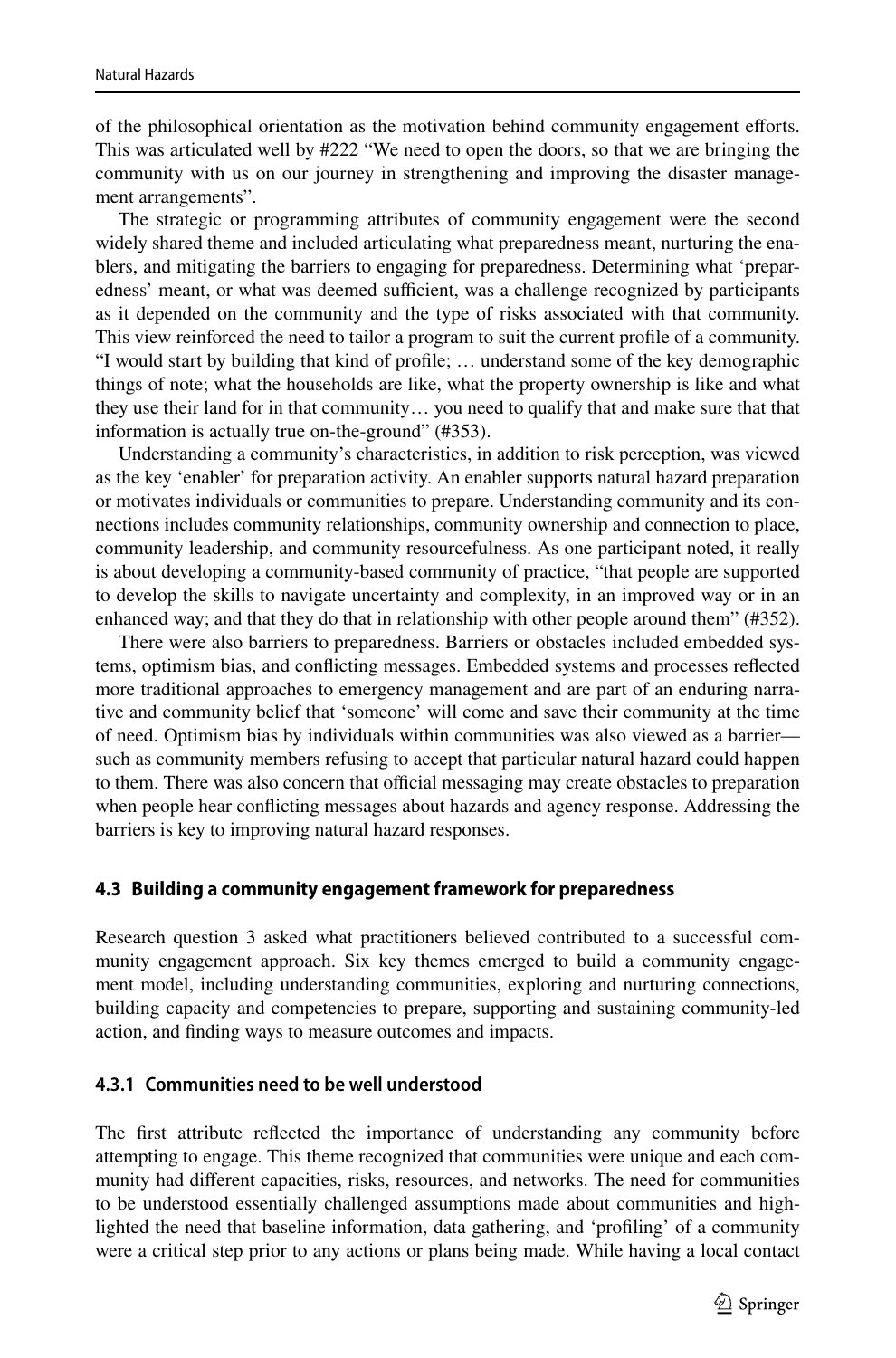of the philosophical orientation as the motivation behind community engagement efforts. This was articulated well by #222 "We need to open the doors, so that we are bringing the community with us on our journey in strengthening and improving the disaster management arrangements".

The strategic or programming attributes of community engagement were the second widely shared theme and included articulating what preparedness meant, nurturing the enablers, and mitigating the barriers to engaging for preparedness. Determining what 'preparedness' meant, or what was deemed sufficient, was a challenge recognized by participants as it depended on the community and the type of risks associated with that community. This view reinforced the need to tailor a program to suit the current profile of a community. "I would start by building that kind of profile; … understand some of the key demographic things of note; what the households are like, what the property ownership is like and what they use their land for in that community… you need to qualify that and make sure that that information is actually true on-the-ground" (#353).

Understanding a community's characteristics, in addition to risk perception, was viewed as the key 'enabler' for preparation activity. An enabler supports natural hazard preparation or motivates individuals or communities to prepare. Understanding community and its connections includes community relationships, community ownership and connection to place, community leadership, and community resourcefulness. As one participant noted, it really is about developing a community-based community of practice, "that people are supported to develop the skills to navigate uncertainty and complexity, in an improved way or in an enhanced way; and that they do that in relationship with other people around them" (#352).

There were also barriers to preparedness. Barriers or obstacles included embedded systems, optimism bias, and conflicting messages. Embedded systems and processes reflected more traditional approaches to emergency management and are part of an enduring narrative and community belief that 'someone' will come and save their community at the time of need. Optimism bias by individuals within communities was also viewed as a barrier—such as community members refusing to accept that particular natural hazard could happen to them. There was also concern that official messaging may create obstacles to preparation when people hear conflicting messages about hazards and agency response. Addressing the barriers is key to improving natural hazard responses.

### 4.3 Building a community engagement framework for preparedness

Research question 3 asked what practitioners believed contributed to a successful community engagement approach. Six key themes emerged to build a community engagement model, including understanding communities, exploring and nurturing connections, building capacity and competencies to prepare, supporting and sustaining community-led action, and finding ways to measure outcomes and impacts.

#### 4.3.1 Communities need to be well understood

The first attribute reflected the importance of understanding any community before attempting to engage. This theme recognized that communities were unique and each community had different capacities, risks, resources, and networks. The need for communities to be understood essentially challenged assumptions made about communities and highlighted the need that baseline information, data gathering, and 'profiling' of a community were a critical step prior to any actions or plans being made. While having a local contact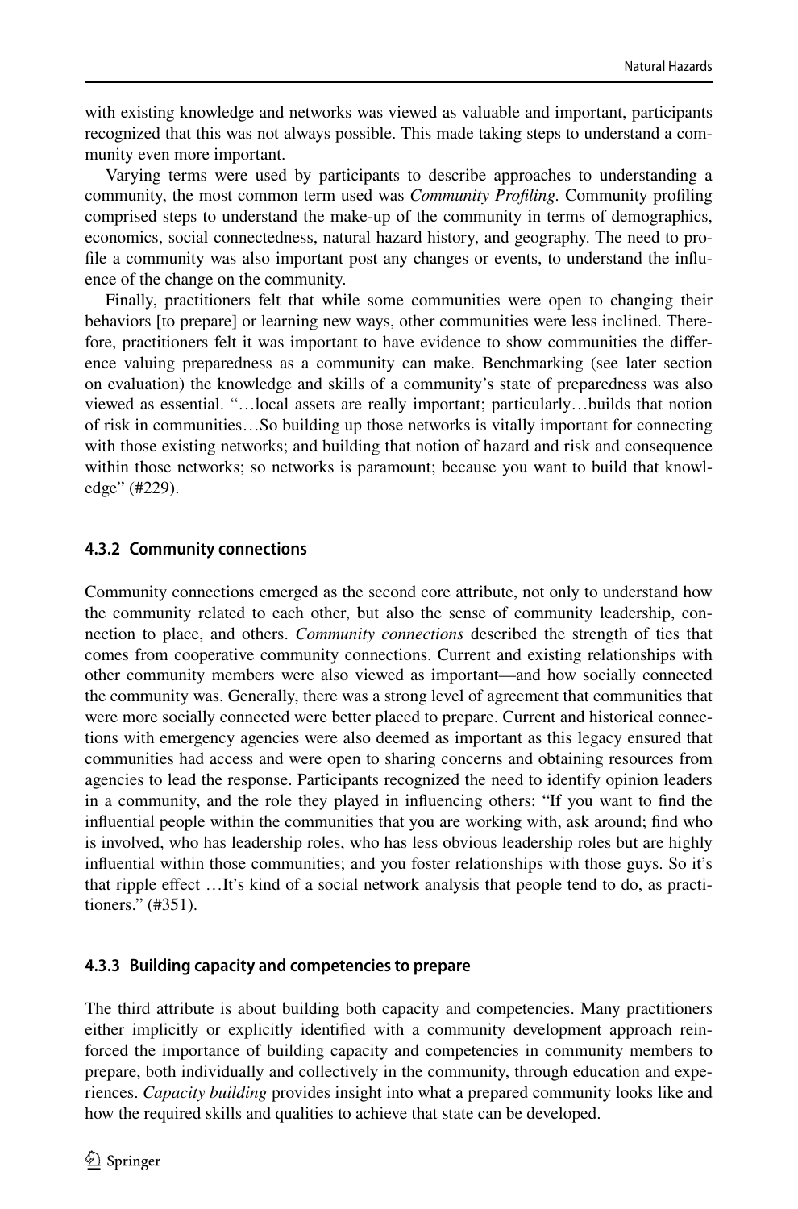with existing knowledge and networks was viewed as valuable and important, participants recognized that this was not always possible. This made taking steps to understand a community even more important.

Varying terms were used by participants to describe approaches to understanding a community, the most common term used was *Community Profiling*. Community profiling comprised steps to understand the make-up of the community in terms of demographics, economics, social connectedness, natural hazard history, and geography. The need to profile a community was also important post any changes or events, to understand the influence of the change on the community.

Finally, practitioners felt that while some communities were open to changing their behaviors [to prepare] or learning new ways, other communities were less inclined. Therefore, practitioners felt it was important to have evidence to show communities the difference valuing preparedness as a community can make. Benchmarking (see later section on evaluation) the knowledge and skills of a community's state of preparedness was also viewed as essential. "…local assets are really important; particularly…builds that notion of risk in communities…So building up those networks is vitally important for connecting with those existing networks; and building that notion of hazard and risk and consequence within those networks; so networks is paramount; because you want to build that knowledge" (#229).

### 4.3.2 Community connections

Community connections emerged as the second core attribute, not only to understand how the community related to each other, but also the sense of community leadership, connection to place, and others. *Community connections* described the strength of ties that comes from cooperative community connections. Current and existing relationships with other community members were also viewed as important—and how socially connected the community was. Generally, there was a strong level of agreement that communities that were more socially connected were better placed to prepare. Current and historical connections with emergency agencies were also deemed as important as this legacy ensured that communities had access and were open to sharing concerns and obtaining resources from agencies to lead the response. Participants recognized the need to identify opinion leaders in a community, and the role they played in influencing others: "If you want to find the influential people within the communities that you are working with, ask around; find who is involved, who has leadership roles, who has less obvious leadership roles but are highly influential within those communities; and you foster relationships with those guys. So it's that ripple effect …It's kind of a social network analysis that people tend to do, as practitioners." (#351).

### 4.3.3 Building capacity and competencies to prepare

The third attribute is about building both capacity and competencies. Many practitioners either implicitly or explicitly identified with a community development approach reinforced the importance of building capacity and competencies in community members to prepare, both individually and collectively in the community, through education and experiences. *Capacity building* provides insight into what a prepared community looks like and how the required skills and qualities to achieve that state can be developed.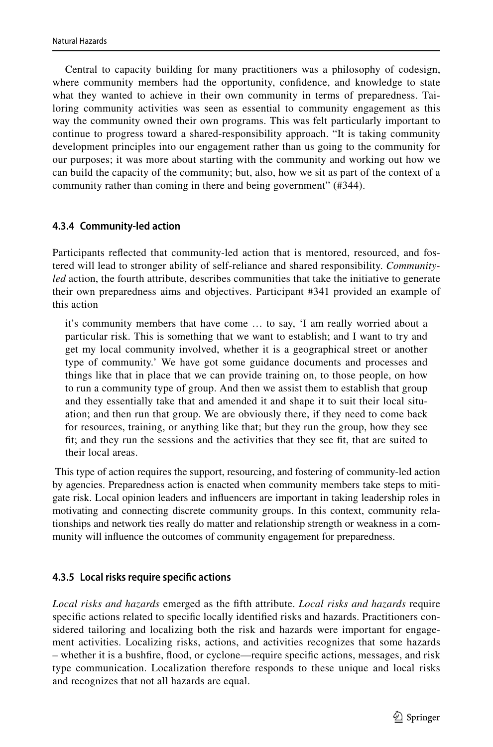Central to capacity building for many practitioners was a philosophy of codesign, where community members had the opportunity, confidence, and knowledge to state what they wanted to achieve in their own community in terms of preparedness. Tailoring community activities was seen as essential to community engagement as this way the community owned their own programs. This was felt particularly important to continue to progress toward a shared-responsibility approach. "It is taking community development principles into our engagement rather than us going to the community for our purposes; it was more about starting with the community and working out how we can build the capacity of the community; but, also, how we sit as part of the context of a community rather than coming in there and being government" (#344).

#### 4.3.4 Community-led action

Participants reflected that community-led action that is mentored, resourced, and fostered will lead to stronger ability of self-reliance and shared responsibility. *Community-led* action, the fourth attribute, describes communities that take the initiative to generate their own preparedness aims and objectives. Participant #341 provided an example of this action

> it's community members that have come … to say, 'I am really worried about a particular risk. This is something that we want to establish; and I want to try and get my local community involved, whether it is a geographical street or another type of community.' We have got some guidance documents and processes and things like that in place that we can provide training on, to those people, on how to run a community type of group. And then we assist them to establish that group and they essentially take that and amended it and shape it to suit their local situation; and then run that group. We are obviously there, if they need to come back for resources, training, or anything like that; but they run the group, how they see fit; and they run the sessions and the activities that they see fit, that are suited to their local areas.

This type of action requires the support, resourcing, and fostering of community-led action by agencies. Preparedness action is enacted when community members take steps to mitigate risk. Local opinion leaders and influencers are important in taking leadership roles in motivating and connecting discrete community groups. In this context, community relationships and network ties really do matter and relationship strength or weakness in a community will influence the outcomes of community engagement for preparedness.

#### 4.3.5 Local risks require specific actions

*Local risks and hazards* emerged as the fifth attribute. *Local risks and hazards* require specific actions related to specific locally identified risks and hazards. Practitioners considered tailoring and localizing both the risk and hazards were important for engagement activities. Localizing risks, actions, and activities recognizes that some hazards – whether it is a bushfire, flood, or cyclone—require specific actions, messages, and risk type communication. Localization therefore responds to these unique and local risks and recognizes that not all hazards are equal.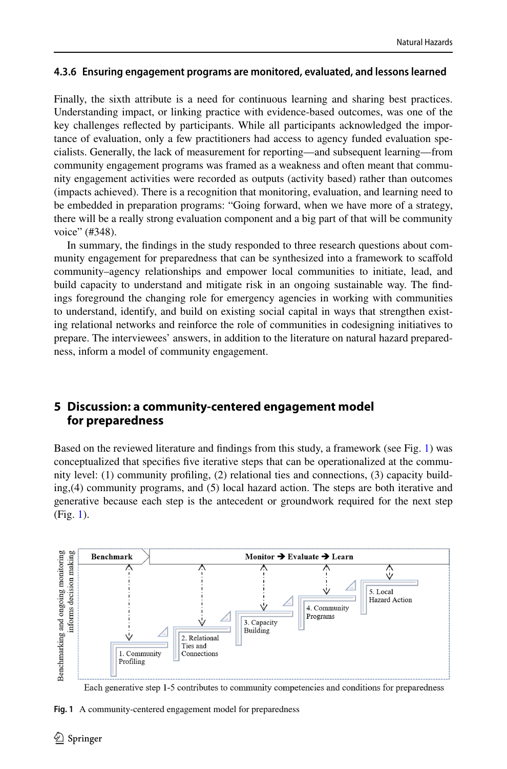#### 4.3.6 Ensuring engagement programs are monitored, evaluated, and lessons learned

Finally, the sixth attribute is a need for continuous learning and sharing best practices. Understanding impact, or linking practice with evidence-based outcomes, was one of the key challenges reflected by participants. While all participants acknowledged the importance of evaluation, only a few practitioners had access to agency funded evaluation specialists. Generally, the lack of measurement for reporting—and subsequent learning—from community engagement programs was framed as a weakness and often meant that community engagement activities were recorded as outputs (activity based) rather than outcomes (impacts achieved). There is a recognition that monitoring, evaluation, and learning need to be embedded in preparation programs: "Going forward, when we have more of a strategy, there will be a really strong evaluation component and a big part of that will be community voice" (#348).

In summary, the findings in the study responded to three research questions about community engagement for preparedness that can be synthesized into a framework to scaffold community–agency relationships and empower local communities to initiate, lead, and build capacity to understand and mitigate risk in an ongoing sustainable way. The findings foreground the changing role for emergency agencies in working with communities to understand, identify, and build on existing social capital in ways that strengthen existing relational networks and reinforce the role of communities in codesigning initiatives to prepare. The interviewees' answers, in addition to the literature on natural hazard preparedness, inform a model of community engagement.

## 5 Discussion: a community-centered engagement model for preparedness

Based on the reviewed literature and findings from this study, a framework (see Fig. 1) was conceptualized that specifies five iterative steps that can be operationalized at the community level: (1) community profiling, (2) relational ties and connections, (3) capacity building,(4) community programs, and (5) local hazard action. The steps are both iterative and generative because each step is the antecedent or groundwork required for the next step (Fig. 1).

Benchmarking and ongoing monitoring informs decision making

Benchmark | Monitor ➔ Evaluate ➔ Learn

1. Community Profiling
2. Relational Ties and Connections
3. Capacity Building
4. Community Programs
5. Local Hazard Action

Each generative step 1-5 contributes to community competencies and conditions for preparedness

**Fig. 1** A community-centered engagement model for preparedness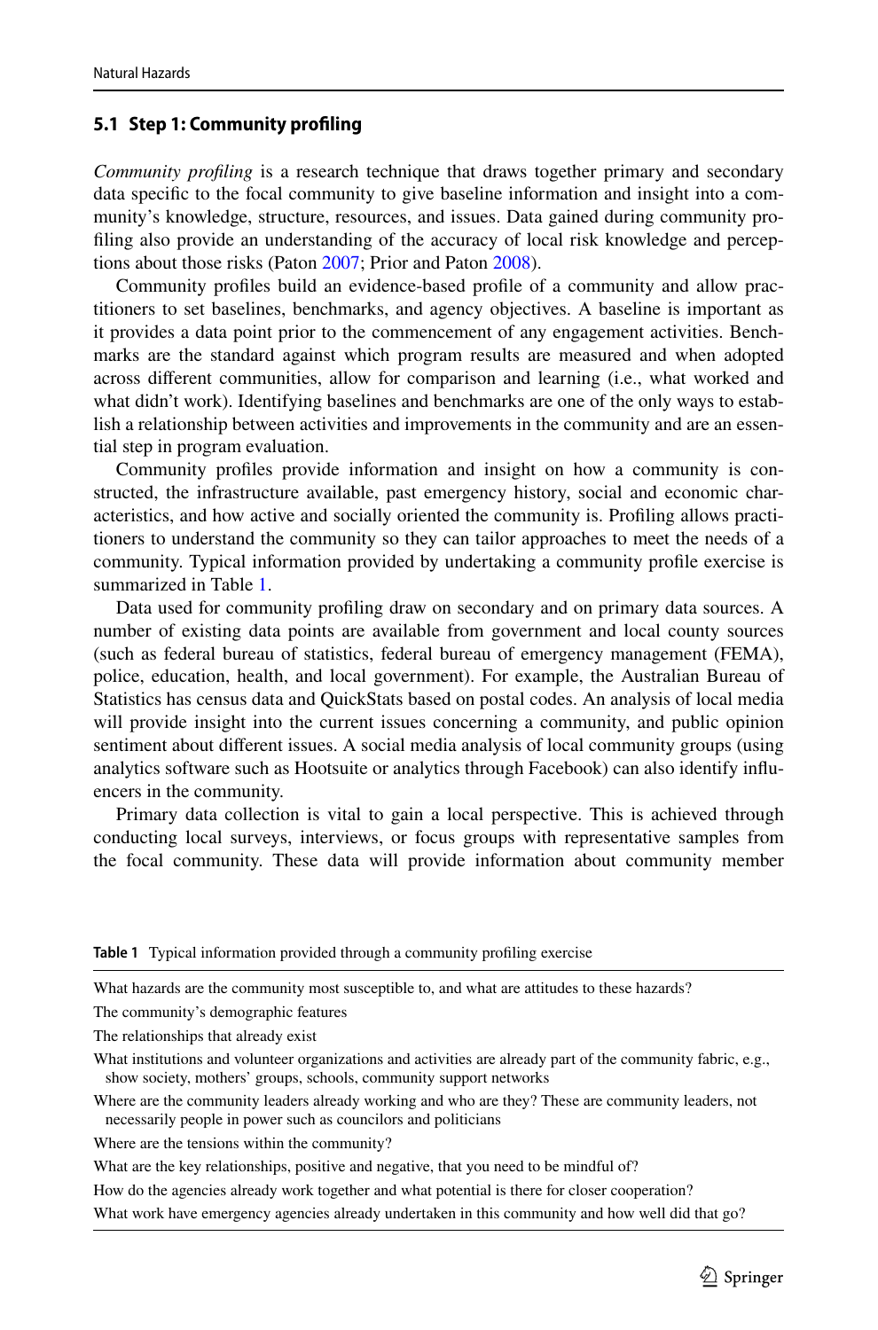### 5.1 Step 1: Community profiling

*Community profiling* is a research technique that draws together primary and secondary data specific to the focal community to give baseline information and insight into a community's knowledge, structure, resources, and issues. Data gained during community profiling also provide an understanding of the accuracy of local risk knowledge and perceptions about those risks (Paton 2007; Prior and Paton 2008).

Community profiles build an evidence-based profile of a community and allow practitioners to set baselines, benchmarks, and agency objectives. A baseline is important as it provides a data point prior to the commencement of any engagement activities. Benchmarks are the standard against which program results are measured and when adopted across different communities, allow for comparison and learning (i.e., what worked and what didn't work). Identifying baselines and benchmarks are one of the only ways to establish a relationship between activities and improvements in the community and are an essential step in program evaluation.

Community profiles provide information and insight on how a community is constructed, the infrastructure available, past emergency history, social and economic characteristics, and how active and socially oriented the community is. Profiling allows practitioners to understand the community so they can tailor approaches to meet the needs of a community. Typical information provided by undertaking a community profile exercise is summarized in Table 1.

Data used for community profiling draw on secondary and on primary data sources. A number of existing data points are available from government and local county sources (such as federal bureau of statistics, federal bureau of emergency management (FEMA), police, education, health, and local government). For example, the Australian Bureau of Statistics has census data and QuickStats based on postal codes. An analysis of local media will provide insight into the current issues concerning a community, and public opinion sentiment about different issues. A social media analysis of local community groups (using analytics software such as Hootsuite or analytics through Facebook) can also identify influencers in the community.

Primary data collection is vital to gain a local perspective. This is achieved through conducting local surveys, interviews, or focus groups with representative samples from the focal community. These data will provide information about community member

**Table 1** Typical information provided through a community profiling exercise

| |
|---|
| What hazards are the community most susceptible to, and what are attitudes to these hazards? |
| The community's demographic features |
| The relationships that already exist |
| What institutions and volunteer organizations and activities are already part of the community fabric, e.g., show society, mothers' groups, schools, community support networks |
| Where are the community leaders already working and who are they? These are community leaders, not necessarily people in power such as councilors and politicians |
| Where are the tensions within the community? |
| What are the key relationships, positive and negative, that you need to be mindful of? |
| How do the agencies already work together and what potential is there for closer cooperation? |
| What work have emergency agencies already undertaken in this community and how well did that go? |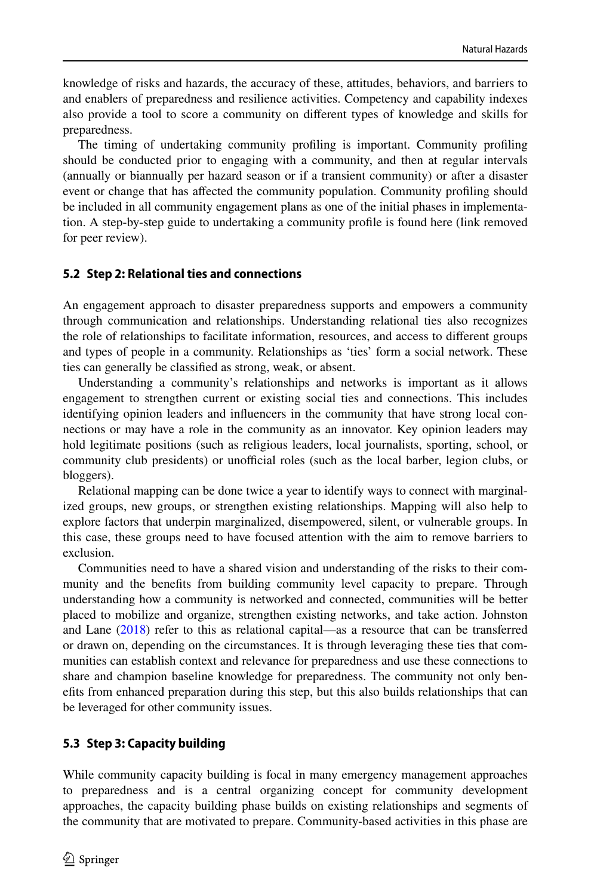knowledge of risks and hazards, the accuracy of these, attitudes, behaviors, and barriers to and enablers of preparedness and resilience activities. Competency and capability indexes also provide a tool to score a community on different types of knowledge and skills for preparedness.

The timing of undertaking community profiling is important. Community profiling should be conducted prior to engaging with a community, and then at regular intervals (annually or biannually per hazard season or if a transient community) or after a disaster event or change that has affected the community population. Community profiling should be included in all community engagement plans as one of the initial phases in implementation. A step-by-step guide to undertaking a community profile is found here (link removed for peer review).

### 5.2 Step 2: Relational ties and connections

An engagement approach to disaster preparedness supports and empowers a community through communication and relationships. Understanding relational ties also recognizes the role of relationships to facilitate information, resources, and access to different groups and types of people in a community. Relationships as 'ties' form a social network. These ties can generally be classified as strong, weak, or absent.

Understanding a community's relationships and networks is important as it allows engagement to strengthen current or existing social ties and connections. This includes identifying opinion leaders and influencers in the community that have strong local connections or may have a role in the community as an innovator. Key opinion leaders may hold legitimate positions (such as religious leaders, local journalists, sporting, school, or community club presidents) or unofficial roles (such as the local barber, legion clubs, or bloggers).

Relational mapping can be done twice a year to identify ways to connect with marginalized groups, new groups, or strengthen existing relationships. Mapping will also help to explore factors that underpin marginalized, disempowered, silent, or vulnerable groups. In this case, these groups need to have focused attention with the aim to remove barriers to exclusion.

Communities need to have a shared vision and understanding of the risks to their community and the benefits from building community level capacity to prepare. Through understanding how a community is networked and connected, communities will be better placed to mobilize and organize, strengthen existing networks, and take action. Johnston and Lane (2018) refer to this as relational capital—as a resource that can be transferred or drawn on, depending on the circumstances. It is through leveraging these ties that communities can establish context and relevance for preparedness and use these connections to share and champion baseline knowledge for preparedness. The community not only benefits from enhanced preparation during this step, but this also builds relationships that can be leveraged for other community issues.

### 5.3 Step 3: Capacity building

While community capacity building is focal in many emergency management approaches to preparedness and is a central organizing concept for community development approaches, the capacity building phase builds on existing relationships and segments of the community that are motivated to prepare. Community-based activities in this phase are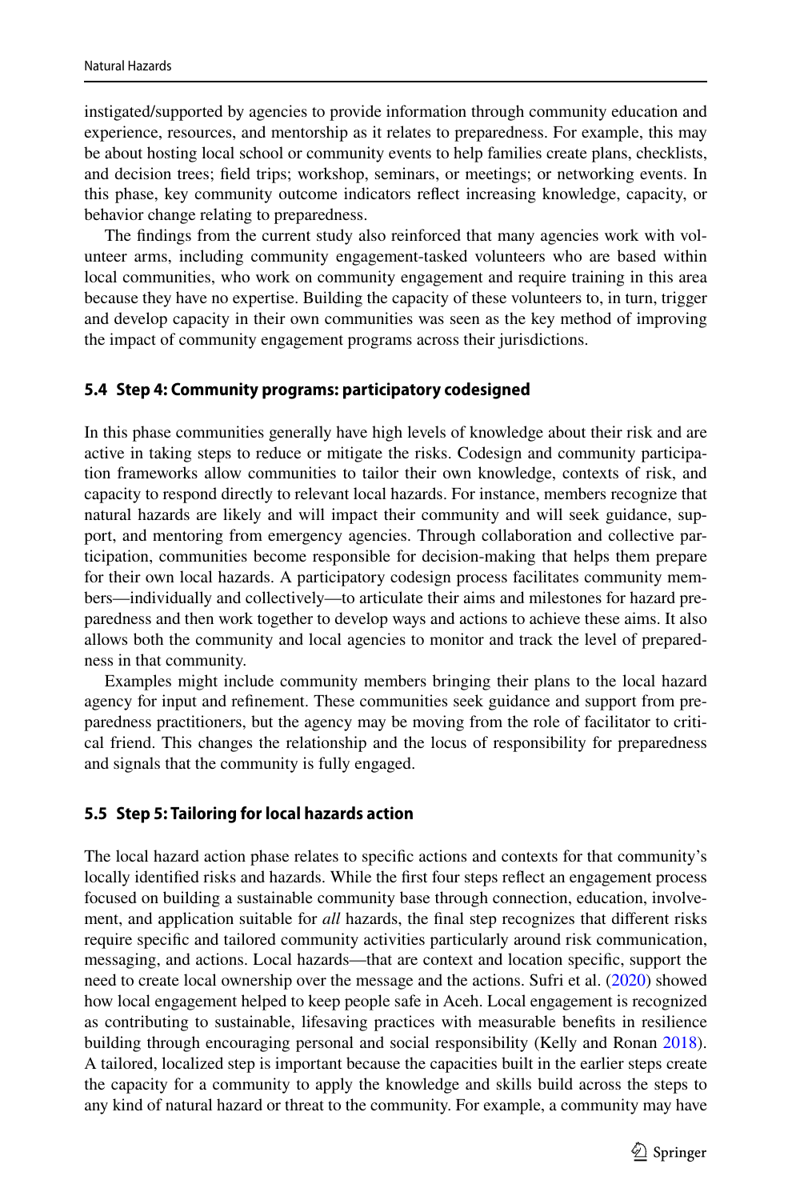instigated/supported by agencies to provide information through community education and experience, resources, and mentorship as it relates to preparedness. For example, this may be about hosting local school or community events to help families create plans, checklists, and decision trees; field trips; workshop, seminars, or meetings; or networking events. In this phase, key community outcome indicators reflect increasing knowledge, capacity, or behavior change relating to preparedness.

The findings from the current study also reinforced that many agencies work with volunteer arms, including community engagement-tasked volunteers who are based within local communities, who work on community engagement and require training in this area because they have no expertise. Building the capacity of these volunteers to, in turn, trigger and develop capacity in their own communities was seen as the key method of improving the impact of community engagement programs across their jurisdictions.

### 5.4 Step 4: Community programs: participatory codesigned

In this phase communities generally have high levels of knowledge about their risk and are active in taking steps to reduce or mitigate the risks. Codesign and community participation frameworks allow communities to tailor their own knowledge, contexts of risk, and capacity to respond directly to relevant local hazards. For instance, members recognize that natural hazards are likely and will impact their community and will seek guidance, support, and mentoring from emergency agencies. Through collaboration and collective participation, communities become responsible for decision-making that helps them prepare for their own local hazards. A participatory codesign process facilitates community members—individually and collectively—to articulate their aims and milestones for hazard preparedness and then work together to develop ways and actions to achieve these aims. It also allows both the community and local agencies to monitor and track the level of preparedness in that community.

Examples might include community members bringing their plans to the local hazard agency for input and refinement. These communities seek guidance and support from preparedness practitioners, but the agency may be moving from the role of facilitator to critical friend. This changes the relationship and the locus of responsibility for preparedness and signals that the community is fully engaged.

### 5.5 Step 5: Tailoring for local hazards action

The local hazard action phase relates to specific actions and contexts for that community's locally identified risks and hazards. While the first four steps reflect an engagement process focused on building a sustainable community base through connection, education, involvement, and application suitable for *all* hazards, the final step recognizes that different risks require specific and tailored community activities particularly around risk communication, messaging, and actions. Local hazards—that are context and location specific, support the need to create local ownership over the message and the actions. Sufri et al. (2020) showed how local engagement helped to keep people safe in Aceh. Local engagement is recognized as contributing to sustainable, lifesaving practices with measurable benefits in resilience building through encouraging personal and social responsibility (Kelly and Ronan 2018). A tailored, localized step is important because the capacities built in the earlier steps create the capacity for a community to apply the knowledge and skills build across the steps to any kind of natural hazard or threat to the community. For example, a community may have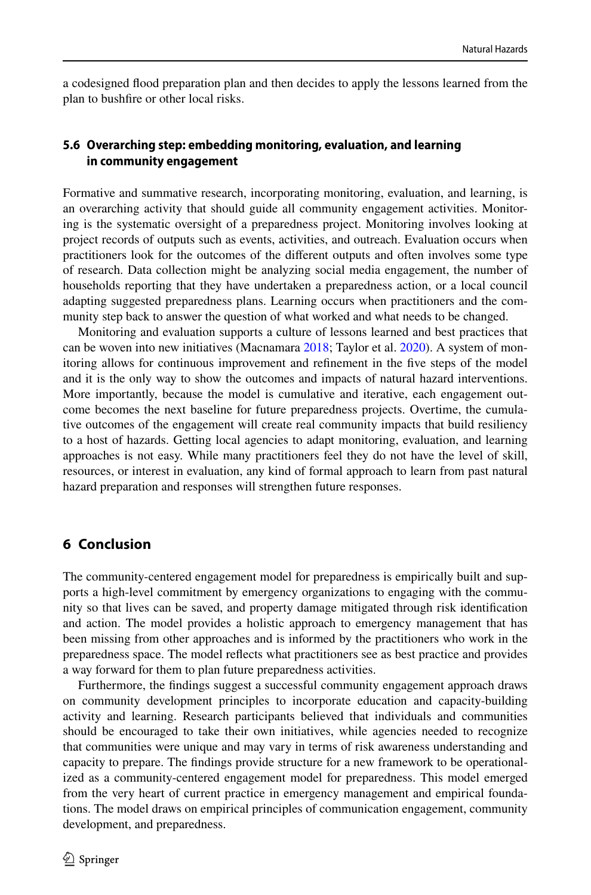a codesigned flood preparation plan and then decides to apply the lessons learned from the plan to bushfire or other local risks.

### 5.6 Overarching step: embedding monitoring, evaluation, and learning in community engagement

Formative and summative research, incorporating monitoring, evaluation, and learning, is an overarching activity that should guide all community engagement activities. Monitoring is the systematic oversight of a preparedness project. Monitoring involves looking at project records of outputs such as events, activities, and outreach. Evaluation occurs when practitioners look for the outcomes of the different outputs and often involves some type of research. Data collection might be analyzing social media engagement, the number of households reporting that they have undertaken a preparedness action, or a local council adapting suggested preparedness plans. Learning occurs when practitioners and the community step back to answer the question of what worked and what needs to be changed.

Monitoring and evaluation supports a culture of lessons learned and best practices that can be woven into new initiatives (Macnamara 2018; Taylor et al. 2020). A system of monitoring allows for continuous improvement and refinement in the five steps of the model and it is the only way to show the outcomes and impacts of natural hazard interventions. More importantly, because the model is cumulative and iterative, each engagement outcome becomes the next baseline for future preparedness projects. Overtime, the cumulative outcomes of the engagement will create real community impacts that build resiliency to a host of hazards. Getting local agencies to adapt monitoring, evaluation, and learning approaches is not easy. While many practitioners feel they do not have the level of skill, resources, or interest in evaluation, any kind of formal approach to learn from past natural hazard preparation and responses will strengthen future responses.

## 6 Conclusion

The community-centered engagement model for preparedness is empirically built and supports a high-level commitment by emergency organizations to engaging with the community so that lives can be saved, and property damage mitigated through risk identification and action. The model provides a holistic approach to emergency management that has been missing from other approaches and is informed by the practitioners who work in the preparedness space. The model reflects what practitioners see as best practice and provides a way forward for them to plan future preparedness activities.

Furthermore, the findings suggest a successful community engagement approach draws on community development principles to incorporate education and capacity-building activity and learning. Research participants believed that individuals and communities should be encouraged to take their own initiatives, while agencies needed to recognize that communities were unique and may vary in terms of risk awareness understanding and capacity to prepare. The findings provide structure for a new framework to be operationalized as a community-centered engagement model for preparedness. This model emerged from the very heart of current practice in emergency management and empirical foundations. The model draws on empirical principles of communication engagement, community development, and preparedness.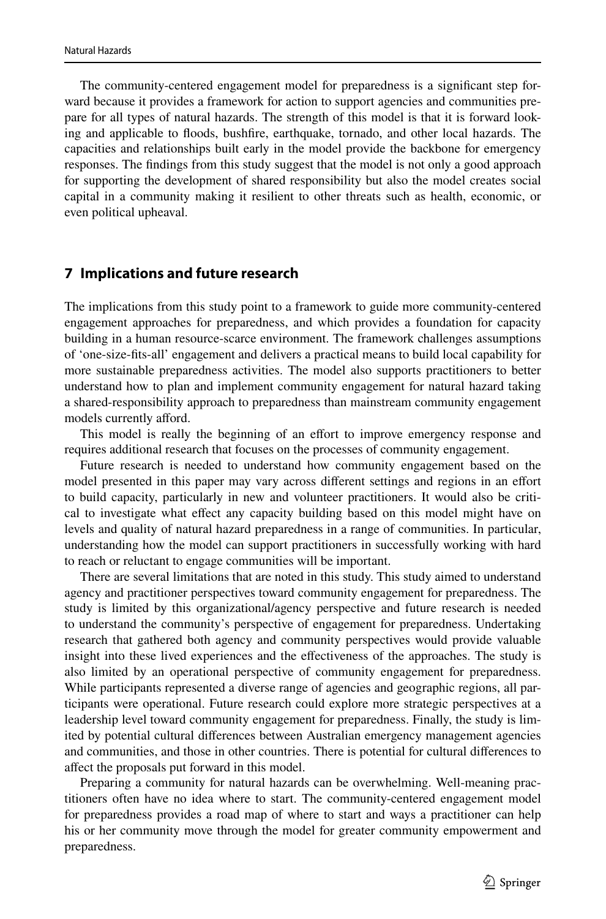The community-centered engagement model for preparedness is a significant step forward because it provides a framework for action to support agencies and communities prepare for all types of natural hazards. The strength of this model is that it is forward looking and applicable to floods, bushfire, earthquake, tornado, and other local hazards. The capacities and relationships built early in the model provide the backbone for emergency responses. The findings from this study suggest that the model is not only a good approach for supporting the development of shared responsibility but also the model creates social capital in a community making it resilient to other threats such as health, economic, or even political upheaval.

## 7 Implications and future research

The implications from this study point to a framework to guide more community-centered engagement approaches for preparedness, and which provides a foundation for capacity building in a human resource-scarce environment. The framework challenges assumptions of 'one-size-fits-all' engagement and delivers a practical means to build local capability for more sustainable preparedness activities. The model also supports practitioners to better understand how to plan and implement community engagement for natural hazard taking a shared-responsibility approach to preparedness than mainstream community engagement models currently afford.

This model is really the beginning of an effort to improve emergency response and requires additional research that focuses on the processes of community engagement.

Future research is needed to understand how community engagement based on the model presented in this paper may vary across different settings and regions in an effort to build capacity, particularly in new and volunteer practitioners. It would also be critical to investigate what effect any capacity building based on this model might have on levels and quality of natural hazard preparedness in a range of communities. In particular, understanding how the model can support practitioners in successfully working with hard to reach or reluctant to engage communities will be important.

There are several limitations that are noted in this study. This study aimed to understand agency and practitioner perspectives toward community engagement for preparedness. The study is limited by this organizational/agency perspective and future research is needed to understand the community's perspective of engagement for preparedness. Undertaking research that gathered both agency and community perspectives would provide valuable insight into these lived experiences and the effectiveness of the approaches. The study is also limited by an operational perspective of community engagement for preparedness. While participants represented a diverse range of agencies and geographic regions, all participants were operational. Future research could explore more strategic perspectives at a leadership level toward community engagement for preparedness. Finally, the study is limited by potential cultural differences between Australian emergency management agencies and communities, and those in other countries. There is potential for cultural differences to affect the proposals put forward in this model.

Preparing a community for natural hazards can be overwhelming. Well-meaning practitioners often have no idea where to start. The community-centered engagement model for preparedness provides a road map of where to start and ways a practitioner can help his or her community move through the model for greater community empowerment and preparedness.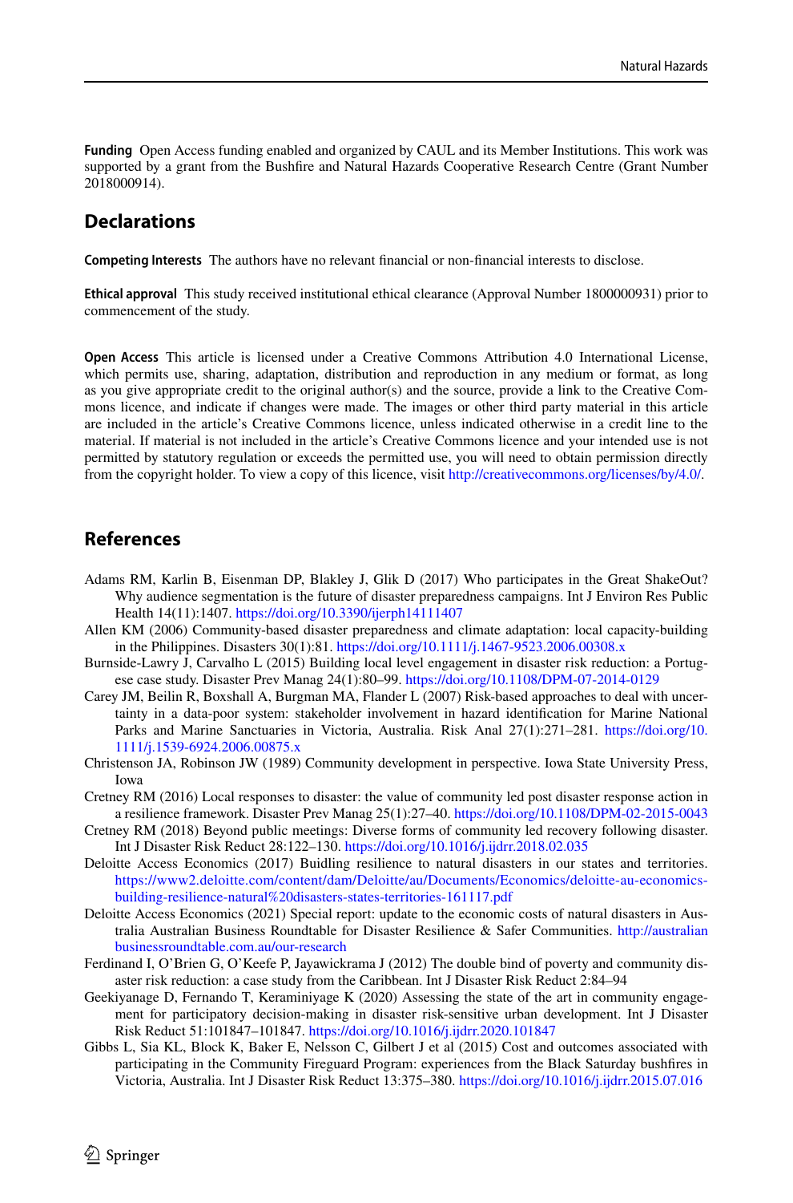**Funding** Open Access funding enabled and organized by CAUL and its Member Institutions. This work was supported by a grant from the Bushfire and Natural Hazards Cooperative Research Centre (Grant Number 2018000914).

## Declarations

**Competing Interests** The authors have no relevant financial or non-financial interests to disclose.

**Ethical approval** This study received institutional ethical clearance (Approval Number 1800000931) prior to commencement of the study.

**Open Access** This article is licensed under a Creative Commons Attribution 4.0 International License, which permits use, sharing, adaptation, distribution and reproduction in any medium or format, as long as you give appropriate credit to the original author(s) and the source, provide a link to the Creative Commons licence, and indicate if changes were made. The images or other third party material in this article are included in the article's Creative Commons licence, unless indicated otherwise in a credit line to the material. If material is not included in the article's Creative Commons licence and your intended use is not permitted by statutory regulation or exceeds the permitted use, you will need to obtain permission directly from the copyright holder. To view a copy of this licence, visit http://creativecommons.org/licenses/by/4.0/.

## References

Adams RM, Karlin B, Eisenman DP, Blakley J, Glik D (2017) Who participates in the Great ShakeOut? Why audience segmentation is the future of disaster preparedness campaigns. Int J Environ Res Public Health 14(11):1407. https://doi.org/10.3390/ijerph14111407

Allen KM (2006) Community-based disaster preparedness and climate adaptation: local capacity-building in the Philippines. Disasters 30(1):81. https://doi.org/10.1111/j.1467-9523.2006.00308.x

Burnside-Lawry J, Carvalho L (2015) Building local level engagement in disaster risk reduction: a Portuguese case study. Disaster Prev Manag 24(1):80–99. https://doi.org/10.1108/DPM-07-2014-0129

Carey JM, Beilin R, Boxshall A, Burgman MA, Flander L (2007) Risk-based approaches to deal with uncertainty in a data-poor system: stakeholder involvement in hazard identification for Marine National Parks and Marine Sanctuaries in Victoria, Australia. Risk Anal 27(1):271–281. https://doi.org/10.1111/j.1539-6924.2006.00875.x

Christenson JA, Robinson JW (1989) Community development in perspective. Iowa State University Press, Iowa

Cretney RM (2016) Local responses to disaster: the value of community led post disaster response action in a resilience framework. Disaster Prev Manag 25(1):27–40. https://doi.org/10.1108/DPM-02-2015-0043

Cretney RM (2018) Beyond public meetings: Diverse forms of community led recovery following disaster. Int J Disaster Risk Reduct 28:122–130. https://doi.org/10.1016/j.ijdrr.2018.02.035

Deloitte Access Economics (2017) Buidling resilience to natural disasters in our states and territories. https://www2.deloitte.com/content/dam/Deloitte/au/Documents/Economics/deloitte-au-economics-building-resilience-natural%20disasters-states-territories-161117.pdf

Deloitte Access Economics (2021) Special report: update to the economic costs of natural disasters in Australia Australian Business Roundtable for Disaster Resilience & Safer Communities. http://australianbusinessroundtable.com.au/our-research

Ferdinand I, O'Brien G, O'Keefe P, Jayawickrama J (2012) The double bind of poverty and community disaster risk reduction: a case study from the Caribbean. Int J Disaster Risk Reduct 2:84–94

Geekiyanage D, Fernando T, Keraminiyage K (2020) Assessing the state of the art in community engagement for participatory decision-making in disaster risk-sensitive urban development. Int J Disaster Risk Reduct 51:101847–101847. https://doi.org/10.1016/j.ijdrr.2020.101847

Gibbs L, Sia KL, Block K, Baker E, Nelsson C, Gilbert J et al (2015) Cost and outcomes associated with participating in the Community Fireguard Program: experiences from the Black Saturday bushfires in Victoria, Australia. Int J Disaster Risk Reduct 13:375–380. https://doi.org/10.1016/j.ijdrr.2015.07.016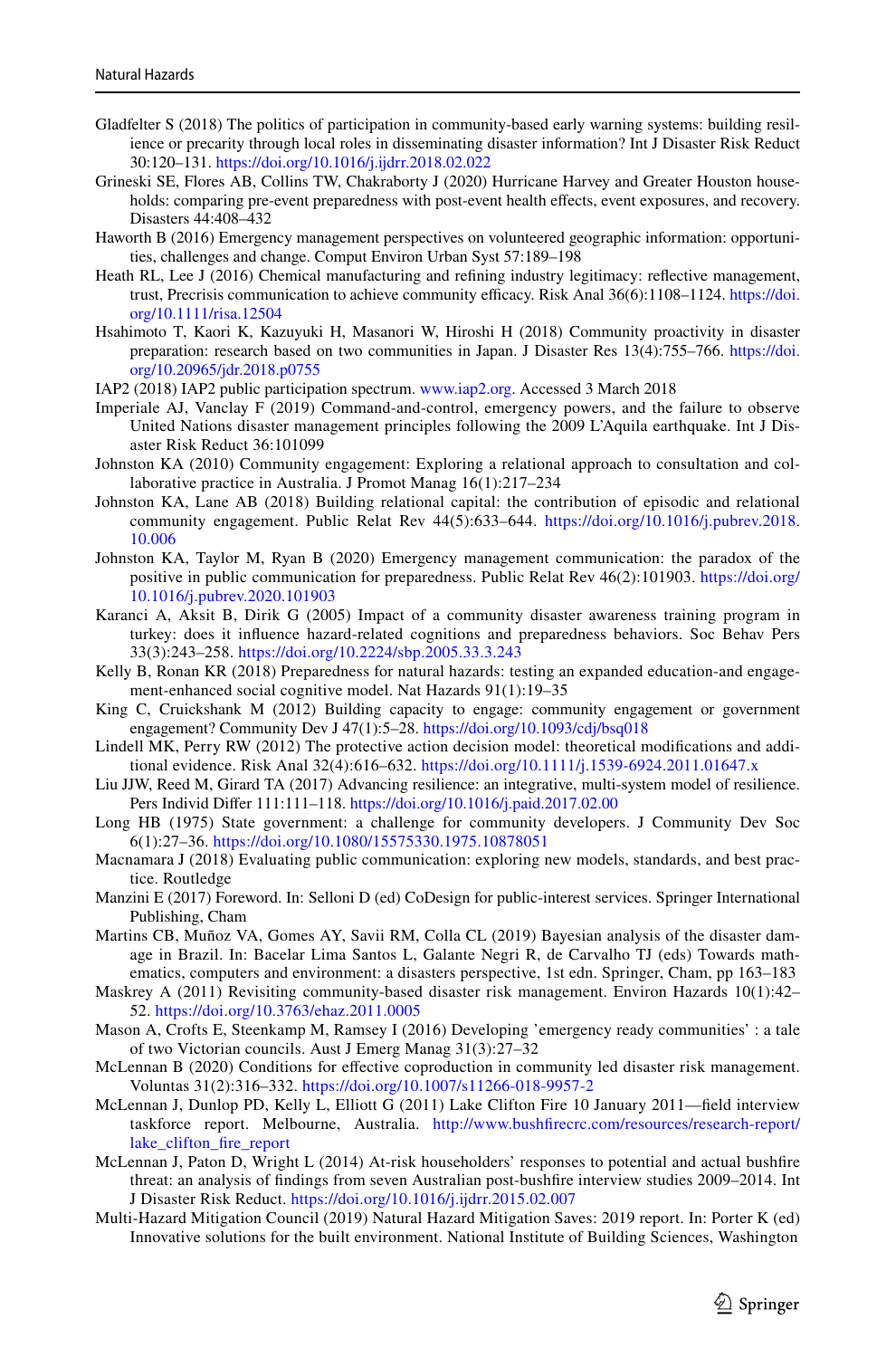Gladfelter S (2018) The politics of participation in community-based early warning systems: building resilience or precarity through local roles in disseminating disaster information? Int J Disaster Risk Reduct 30:120–131. https://doi.org/10.1016/j.ijdrr.2018.02.022

Grineski SE, Flores AB, Collins TW, Chakraborty J (2020) Hurricane Harvey and Greater Houston households: comparing pre-event preparedness with post-event health effects, event exposures, and recovery. Disasters 44:408–432

Haworth B (2016) Emergency management perspectives on volunteered geographic information: opportunities, challenges and change. Comput Environ Urban Syst 57:189–198

Heath RL, Lee J (2016) Chemical manufacturing and refining industry legitimacy: reflective management, trust, Precrisis communication to achieve community efficacy. Risk Anal 36(6):1108–1124. https://doi.org/10.1111/risa.12504

Hsahimoto T, Kaori K, Kazuyuki H, Masanori W, Hiroshi H (2018) Community proactivity in disaster preparation: research based on two communities in Japan. J Disaster Res 13(4):755–766. https://doi.org/10.20965/jdr.2018.p0755

IAP2 (2018) IAP2 public participation spectrum. www.iap2.org. Accessed 3 March 2018

Imperiale AJ, Vanclay F (2019) Command-and-control, emergency powers, and the failure to observe United Nations disaster management principles following the 2009 L'Aquila earthquake. Int J Disaster Risk Reduct 36:101099

Johnston KA (2010) Community engagement: Exploring a relational approach to consultation and collaborative practice in Australia. J Promot Manag 16(1):217–234

Johnston KA, Lane AB (2018) Building relational capital: the contribution of episodic and relational community engagement. Public Relat Rev 44(5):633–644. https://doi.org/10.1016/j.pubrev.2018.10.006

Johnston KA, Taylor M, Ryan B (2020) Emergency management communication: the paradox of the positive in public communication for preparedness. Public Relat Rev 46(2):101903. https://doi.org/10.1016/j.pubrev.2020.101903

Karanci A, Aksit B, Dirik G (2005) Impact of a community disaster awareness training program in turkey: does it influence hazard-related cognitions and preparedness behaviors. Soc Behav Pers 33(3):243–258. https://doi.org/10.2224/sbp.2005.33.3.243

Kelly B, Ronan KR (2018) Preparedness for natural hazards: testing an expanded education-and engagement-enhanced social cognitive model. Nat Hazards 91(1):19–35

King C, Cruickshank M (2012) Building capacity to engage: community engagement or government engagement? Community Dev J 47(1):5–28. https://doi.org/10.1093/cdj/bsq018

Lindell MK, Perry RW (2012) The protective action decision model: theoretical modifications and additional evidence. Risk Anal 32(4):616–632. https://doi.org/10.1111/j.1539-6924.2011.01647.x

Liu JJW, Reed M, Girard TA (2017) Advancing resilience: an integrative, multi-system model of resilience. Pers Individ Differ 111:111–118. https://doi.org/10.1016/j.paid.2017.02.00

Long HB (1975) State government: a challenge for community developers. J Community Dev Soc 6(1):27–36. https://doi.org/10.1080/15575330.1975.10878051

Macnamara J (2018) Evaluating public communication: exploring new models, standards, and best practice. Routledge

Manzini E (2017) Foreword. In: Selloni D (ed) CoDesign for public-interest services. Springer International Publishing, Cham

Martins CB, Muñoz VA, Gomes AY, Savii RM, Colla CL (2019) Bayesian analysis of the disaster damage in Brazil. In: Bacelar Lima Santos L, Galante Negri R, de Carvalho TJ (eds) Towards mathematics, computers and environment: a disasters perspective, 1st edn. Springer, Cham, pp 163–183

Maskrey A (2011) Revisiting community-based disaster risk management. Environ Hazards 10(1):42–52. https://doi.org/10.3763/ehaz.2011.0005

Mason A, Crofts E, Steenkamp M, Ramsey I (2016) Developing 'emergency ready communities' : a tale of two Victorian councils. Aust J Emerg Manag 31(3):27–32

McLennan B (2020) Conditions for effective coproduction in community led disaster risk management. Voluntas 31(2):316–332. https://doi.org/10.1007/s11266-018-9957-2

McLennan J, Dunlop PD, Kelly L, Elliott G (2011) Lake Clifton Fire 10 January 2011—field interview taskforce report. Melbourne, Australia. http://www.bushfirecrc.com/resources/research-report/lake_clifton_fire_report

McLennan J, Paton D, Wright L (2014) At-risk householders' responses to potential and actual bushfire threat: an analysis of findings from seven Australian post-bushfire interview studies 2009–2014. Int J Disaster Risk Reduct. https://doi.org/10.1016/j.ijdrr.2015.02.007

Multi-Hazard Mitigation Council (2019) Natural Hazard Mitigation Saves: 2019 report. In: Porter K (ed) Innovative solutions for the built environment. National Institute of Building Sciences, Washington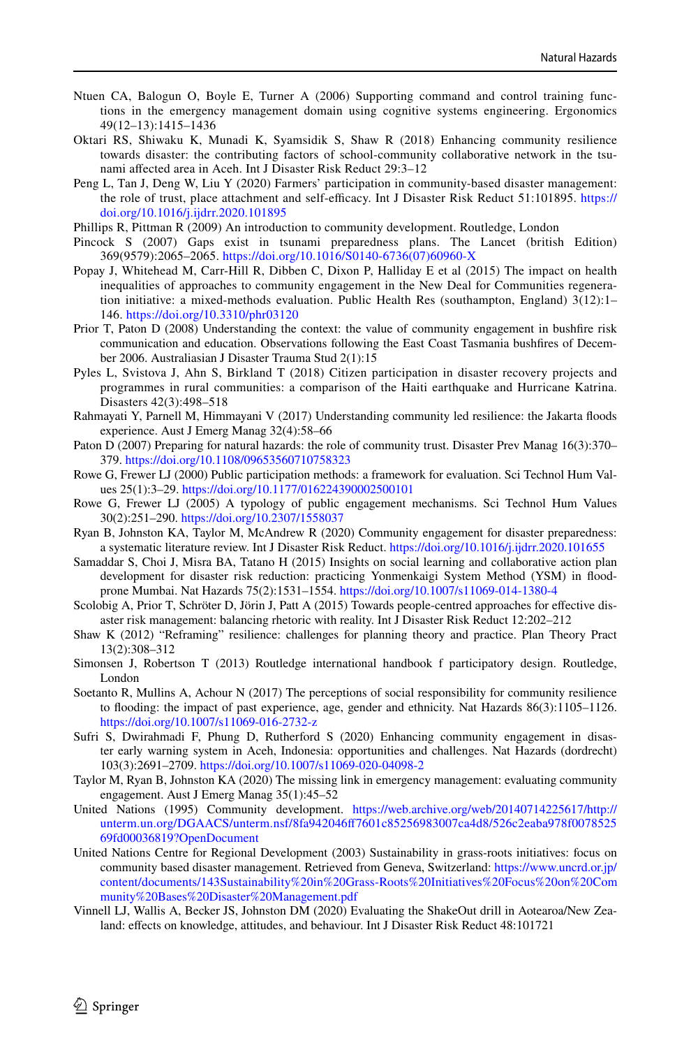Ntuen CA, Balogun O, Boyle E, Turner A (2006) Supporting command and control training functions in the emergency management domain using cognitive systems engineering. Ergonomics 49(12–13):1415–1436

Oktari RS, Shiwaku K, Munadi K, Syamsidik S, Shaw R (2018) Enhancing community resilience towards disaster: the contributing factors of school-community collaborative network in the tsunami affected area in Aceh. Int J Disaster Risk Reduct 29:3–12

Peng L, Tan J, Deng W, Liu Y (2020) Farmers' participation in community-based disaster management: the role of trust, place attachment and self-efficacy. Int J Disaster Risk Reduct 51:101895. https://doi.org/10.1016/j.ijdrr.2020.101895

Phillips R, Pittman R (2009) An introduction to community development. Routledge, London

Pincock S (2007) Gaps exist in tsunami preparedness plans. The Lancet (british Edition) 369(9579):2065–2065. https://doi.org/10.1016/S0140-6736(07)60960-X

Popay J, Whitehead M, Carr-Hill R, Dibben C, Dixon P, Halliday E et al (2015) The impact on health inequalities of approaches to community engagement in the New Deal for Communities regeneration initiative: a mixed-methods evaluation. Public Health Res (southampton, England) 3(12):1–146. https://doi.org/10.3310/phr03120

Prior T, Paton D (2008) Understanding the context: the value of community engagement in bushfire risk communication and education. Observations following the East Coast Tasmania bushfires of December 2006. Australiasian J Disaster Trauma Stud 2(1):15

Pyles L, Svistova J, Ahn S, Birkland T (2018) Citizen participation in disaster recovery projects and programmes in rural communities: a comparison of the Haiti earthquake and Hurricane Katrina. Disasters 42(3):498–518

Rahmayati Y, Parnell M, Himmayani V (2017) Understanding community led resilience: the Jakarta floods experience. Aust J Emerg Manag 32(4):58–66

Paton D (2007) Preparing for natural hazards: the role of community trust. Disaster Prev Manag 16(3):370–379. https://doi.org/10.1108/09653560710758323

Rowe G, Frewer LJ (2000) Public participation methods: a framework for evaluation. Sci Technol Hum Values 25(1):3–29. https://doi.org/10.1177/016224390002500101

Rowe G, Frewer LJ (2005) A typology of public engagement mechanisms. Sci Technol Hum Values 30(2):251–290. https://doi.org/10.2307/1558037

Ryan B, Johnston KA, Taylor M, McAndrew R (2020) Community engagement for disaster preparedness: a systematic literature review. Int J Disaster Risk Reduct. https://doi.org/10.1016/j.ijdrr.2020.101655

Samaddar S, Choi J, Misra BA, Tatano H (2015) Insights on social learning and collaborative action plan development for disaster risk reduction: practicing Yonmenkaigi System Method (YSM) in flood-prone Mumbai. Nat Hazards 75(2):1531–1554. https://doi.org/10.1007/s11069-014-1380-4

Scolobig A, Prior T, Schröter D, Jörin J, Patt A (2015) Towards people-centred approaches for effective disaster risk management: balancing rhetoric with reality. Int J Disaster Risk Reduct 12:202–212

Shaw K (2012) "Reframing" resilience: challenges for planning theory and practice. Plan Theory Pract 13(2):308–312

Simonsen J, Robertson T (2013) Routledge international handbook f participatory design. Routledge, London

Soetanto R, Mullins A, Achour N (2017) The perceptions of social responsibility for community resilience to flooding: the impact of past experience, age, gender and ethnicity. Nat Hazards 86(3):1105–1126. https://doi.org/10.1007/s11069-016-2732-z

Sufri S, Dwirahmadi F, Phung D, Rutherford S (2020) Enhancing community engagement in disaster early warning system in Aceh, Indonesia: opportunities and challenges. Nat Hazards (dordrecht) 103(3):2691–2709. https://doi.org/10.1007/s11069-020-04098-2

Taylor M, Ryan B, Johnston KA (2020) The missing link in emergency management: evaluating community engagement. Aust J Emerg Manag 35(1):45–52

United Nations (1995) Community development. https://web.archive.org/web/20140714225617/http://unterm.un.org/DGAACS/unterm.nsf/8fa942046ff7601c85256983007ca4d8/526c2eaba978f007852569fd00036819?OpenDocument

United Nations Centre for Regional Development (2003) Sustainability in grass-roots initiatives: focus on community based disaster management. Retrieved from Geneva, Switzerland: https://www.uncrd.or.jp/content/documents/143Sustainability%20in%20Grass-Roots%20Initiatives%20Focus%20on%20Community%20Bases%20Disaster%20Management.pdf

Vinnell LJ, Wallis A, Becker JS, Johnston DM (2020) Evaluating the ShakeOut drill in Aotearoa/New Zealand: effects on knowledge, attitudes, and behaviour. Int J Disaster Risk Reduct 48:101721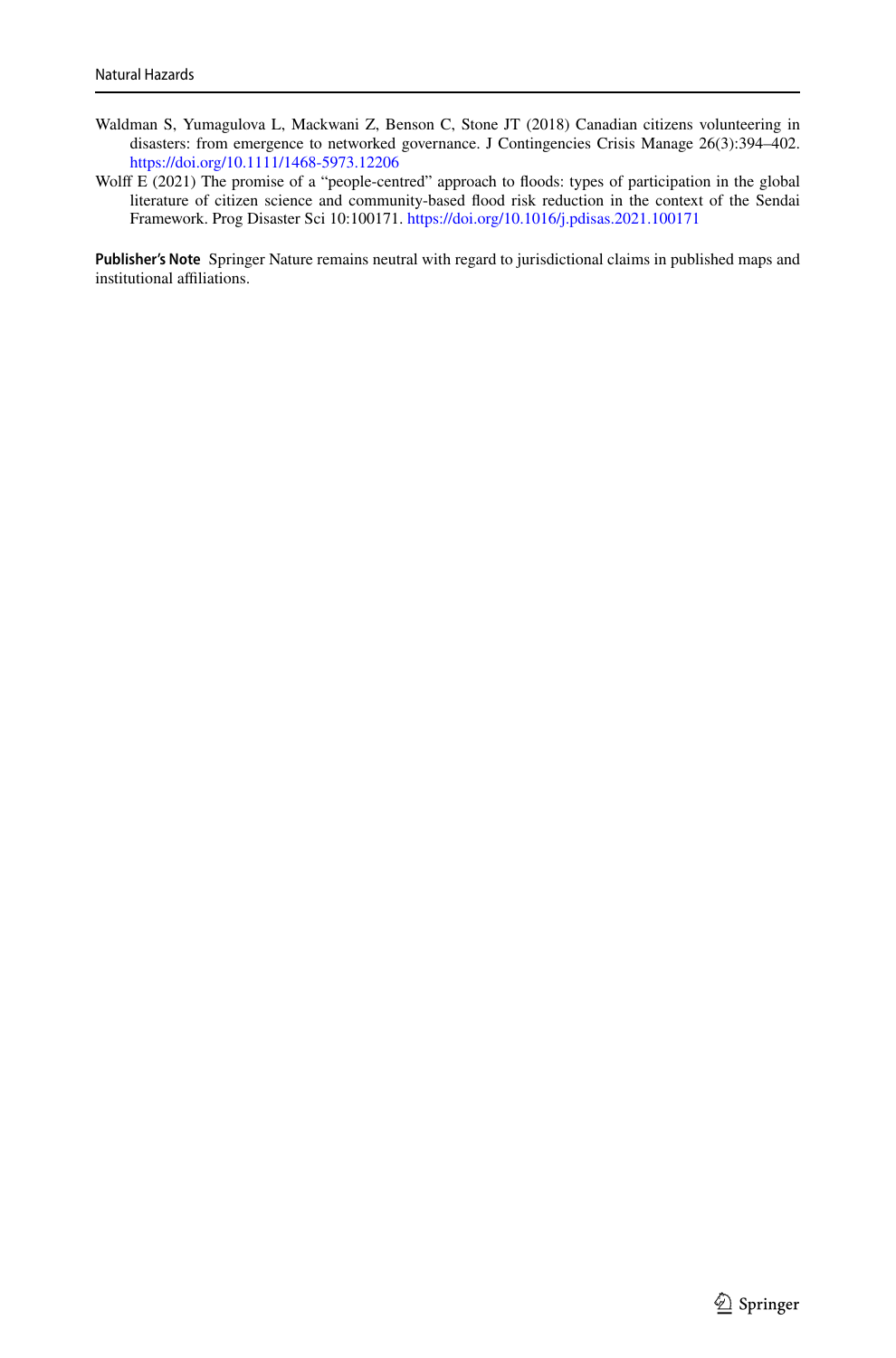Waldman S, Yumagulova L, Mackwani Z, Benson C, Stone JT (2018) Canadian citizens volunteering in disasters: from emergence to networked governance. J Contingencies Crisis Manage 26(3):394–402. https://doi.org/10.1111/1468-5973.12206

Wolff E (2021) The promise of a "people-centred" approach to floods: types of participation in the global literature of citizen science and community-based flood risk reduction in the context of the Sendai Framework. Prog Disaster Sci 10:100171. https://doi.org/10.1016/j.pdisas.2021.100171

**Publisher's Note** Springer Nature remains neutral with regard to jurisdictional claims in published maps and institutional affiliations.